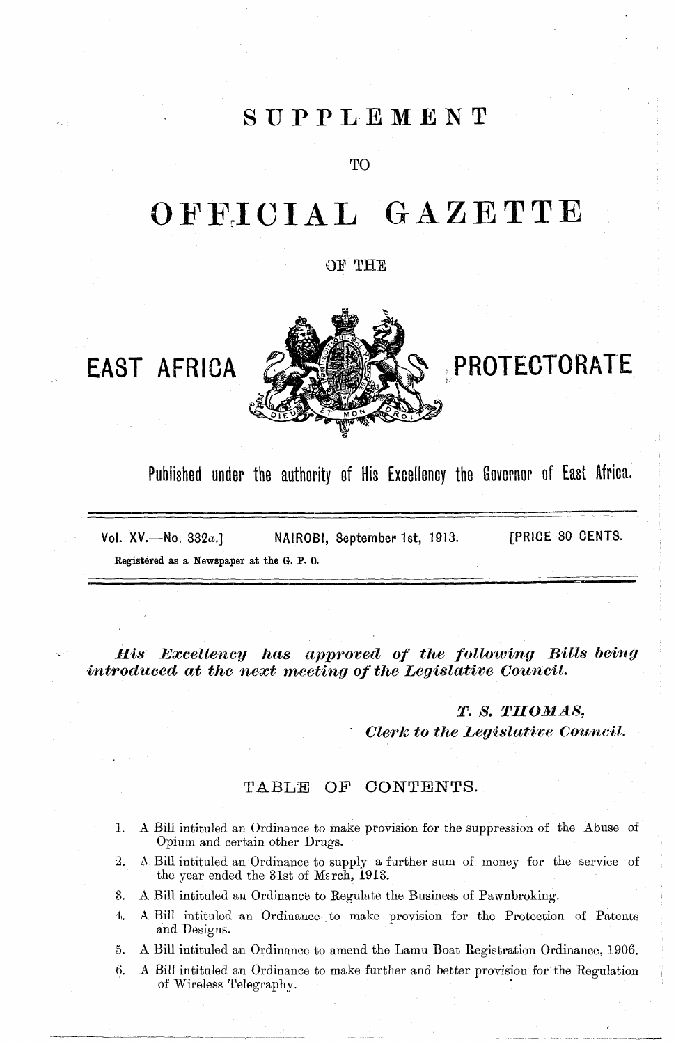# SUPPLEMENT

TO

# OFFICIAL GAZETTE

OF THE

# EAST AFRICA PROTECTORATE

Published under the authority of His Excellency the Governor of East Africa.

Vol. XV.—No. 332*a*.] NAIROBI, September 1st, 1913. [PRICE 30 CENTS.

Registered as a Newspaper at the G. P. O.

*His Excellency has approved of the following Bills being introduced at the next meeting of the Legislative Council.*

*T. S. THOMAS,*
*Clerk to the Legislative Council.*

## TABLE OF CONTENTS.

1. A Bill intituled an Ordinance to make provision for the suppression of the Abuse of Opium and certain other Drugs.
2. A Bill intituled an Ordinance to supply a further sum of money for the service of the year ended the 31st of March, 1913.
3. A Bill intituled an Ordinance to Regulate the Business of Pawnbroking.
4. A Bill intituled an Ordinance to make provision for the Protection of Patents and Designs.
5. A Bill intituled an Ordinance to amend the Lamu Boat Registration Ordinance, 1906.
6. A Bill intituled an Ordinance to make further and better provision for the Regulation of Wireless Telegraphy.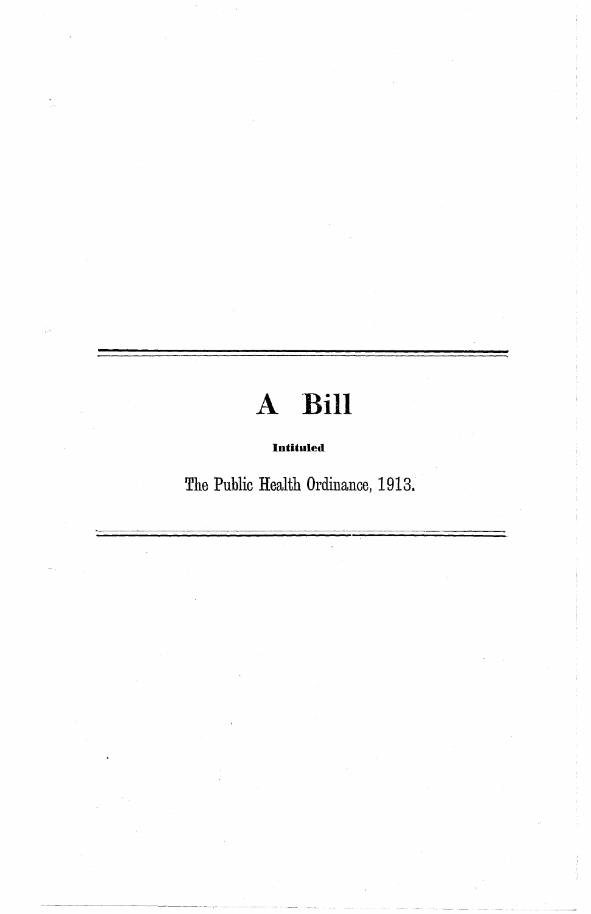# A Bill

**Intituled**

The Public Health Ordinance, 1913.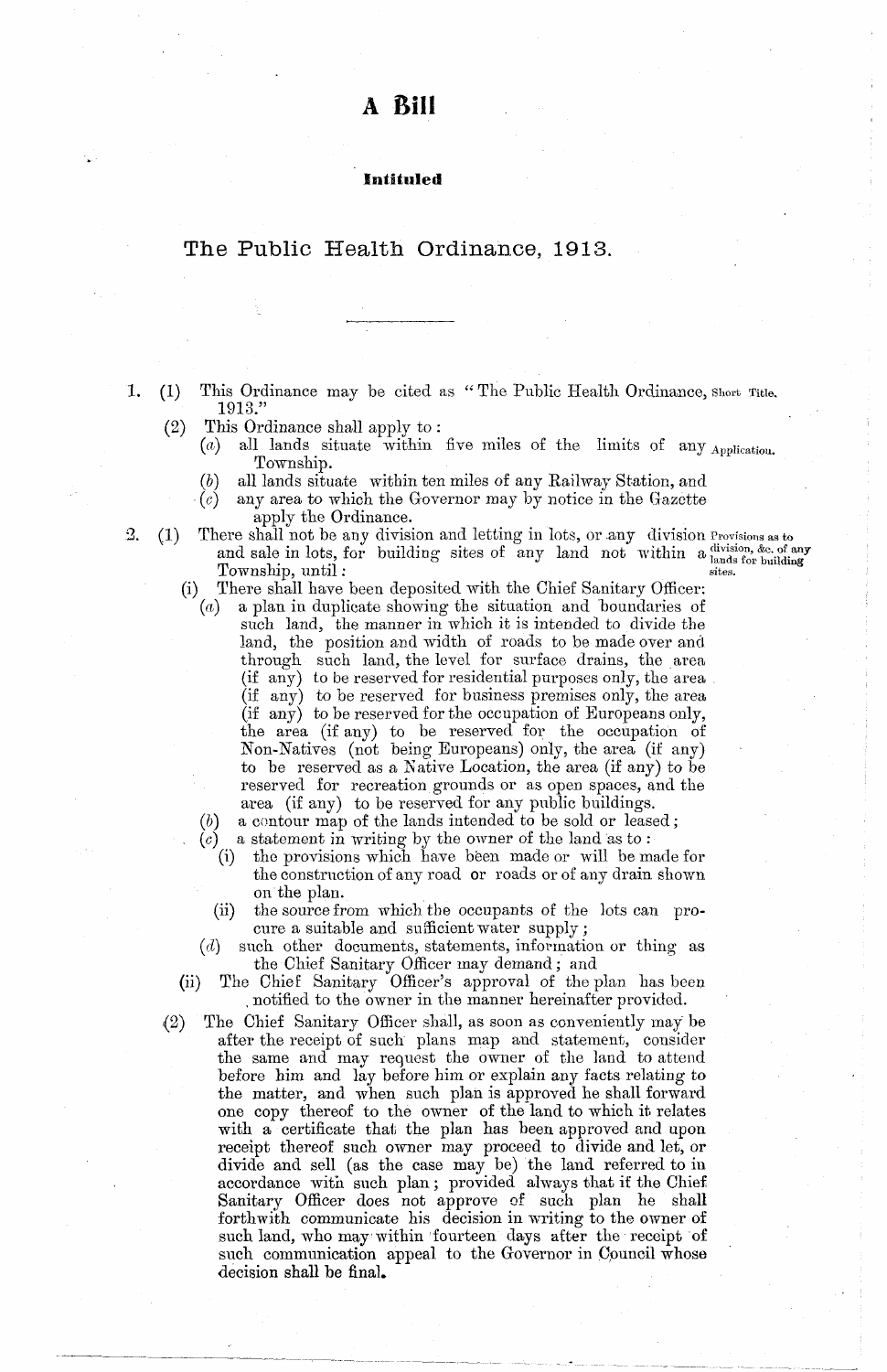# A Bill

## Intituled

## The Public Health Ordinance, 1913.

---

1. (1) This Ordinance may be cited as "The Public Health Ordinance, 1913." *Short Title.*

   (2) This Ordinance shall apply to: *Application.*

   (*a*) all lands situate within five miles of the limits of any Township.

   (*b*) all lands situate within ten miles of any Railway Station, and

   (*c*) any area to which the Governor may by notice in the Gazette apply the Ordinance.

2. (1) There shall not be any division and letting in lots, or any division and sale in lots, for building sites of any land not within a Township, until: *Provisions as to division, &c. of any lands for building sites.*

   (i) There shall have been deposited with the Chief Sanitary Officer:

   (*a*) a plan in duplicate showing the situation and boundaries of such land, the manner in which it is intended to divide the land, the position and width of roads to be made over and through such land, the level for surface drains, the area (if any) to be reserved for residential purposes only, the area (if any) to be reserved for business premises only, the area (if any) to be reserved for the occupation of Europeans only, the area (if any) to be reserved for the occupation of Non-Natives (not being Europeans) only, the area (if any) to be reserved as a Native Location, the area (if any) to be reserved for recreation grounds or as open spaces, and the area (if any) to be reserved for any public buildings.

   (*b*) a contour map of the lands intended to be sold or leased;

   (*c*) a statement in writing by the owner of the land as to:

   (i) the provisions which have been made or will be made for the construction of any road or roads or of any drain shown on the plan.

   (ii) the source from which the occupants of the lots can procure a suitable and sufficient water supply;

   (*d*) such other documents, statements, information or thing as the Chief Sanitary Officer may demand; and

   (ii) The Chief Sanitary Officer's approval of the plan has been notified to the owner in the manner hereinafter provided.

   (2) The Chief Sanitary Officer shall, as soon as conveniently may be after the receipt of such plans map and statement, consider the same and may request the owner of the land to attend before him and lay before him or explain any facts relating to the matter, and when such plan is approved he shall forward one copy thereof to the owner of the land to which it relates with a certificate that the plan has been approved and upon receipt thereof such owner may proceed to divide and let, or divide and sell (as the case may be) the land referred to in accordance with such plan; provided always that if the Chief Sanitary Officer does not approve of such plan he shall forthwith communicate his decision in writing to the owner of such land, who may within fourteen days after the receipt of such communication appeal to the Governor in Council whose decision shall be final.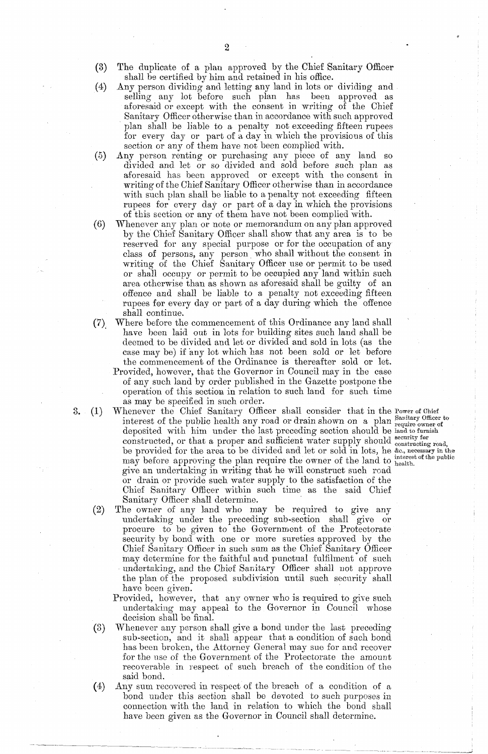(3) The duplicate of a plan approved by the Chief Sanitary Officer shall be certified by him and retained in his office.

(4) Any person dividing and letting any land in lots or dividing and selling any lot before such plan has been approved as aforesaid or except with the consent in writing of the Chief Sanitary Officer otherwise than in accordance with such approved plan shall be liable to a penalty not exceeding fifteen rupees for every day or part of a day in which the provisions of this section or any of them have not been complied with.

(5) Any person renting or purchasing any piece of any land so divided and let or so divided and sold before such plan as aforesaid has been approved or except with the consent in writing of the Chief Sanitary Officer otherwise than in accordance with such plan shall be liable to a penalty not exceeding fifteen rupees for every day or part of a day in which the provisions of this section or any of them have not been complied with.

(6) Whenever any plan or note or memorandum on any plan approved by the Chief Sanitary Officer shall show that any area is to be reserved for any special purpose or for the occupation of any class of persons, any person who shall without the consent in writing of the Chief Sanitary Officer use or permit to be used or shall occupy or permit to be occupied any land within such area otherwise than as shown as aforesaid shall be guilty of an offence and shall be liable to a penalty not exceeding fifteen rupees for every day or part of a day during which the offence shall continue.

(7) Where before the commencement of this Ordinance any land shall have been laid out in lots for building sites such land shall be deemed to be divided and let or divided and sold in lots (as the case may be) if any lot which has not been sold or let before the commencement of the Ordinance is thereafter sold or let.

Provided, however, that the Governor in Council may in the case of any such land by order published in the Gazette postpone the operation of this section in relation to such land for such time as may be specified in such order.

*Power of Chief Sanitary Officer to require owner of land to furnish security for constructing road, &c., necessary in the interest of the public health.*

3\. (1) Whenever the Chief Sanitary Officer shall consider that in the interest of the public health any road or drain shown on a plan deposited with him under the last preceding section should be constructed, or that a proper and sufficient water supply should be provided for the area to be divided and let or sold in lots, he may before approving the plan require the owner of the land to give an undertaking in writing that he will construct such road or drain or provide such water supply to the satisfaction of the Chief Sanitary Officer within such time as the said Chief Sanitary Officer shall determine.

(2) The owner of any land who may be required to give any undertaking under the preceding sub-section shall give or procure to be given to the Government of the Protectorate security by bond with one or more sureties approved by the Chief Sanitary Officer in such sum as the Chief Sanitary Officer may determine for the faithful and punctual fulfilment of such undertaking, and the Chief Sanitary Officer shall not approve the plan of the proposed subdivision until such security shall have been given.

Provided, however, that any owner who is required to give such undertaking may appeal to the Governor in Council whose decision shall be final.

(3) Whenever any person shall give a bond under the last preceding sub-section, and it shall appear that a condition of such bond has been broken, the Attorney General may sue for and recover for the use of the Government of the Protectorate the amount recoverable in respect of such breach of the condition of the said bond.

(4) Any sum recovered in respect of the breach of a condition of a bond under this section shall be devoted to such purposes in connection with the land in relation to which the bond shall have been given as the Governor in Council shall determine.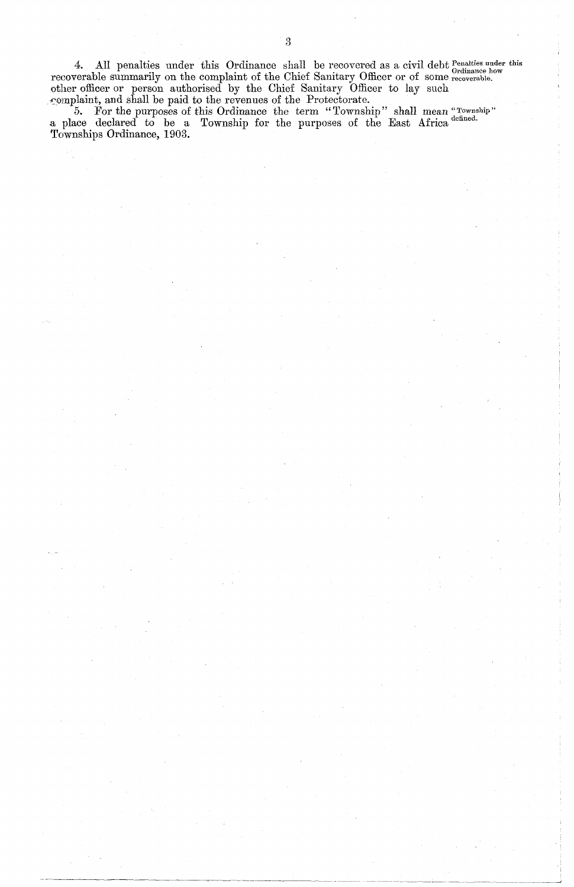4. All penalties under this Ordinance shall be recovered as a civil debt recoverable summarily on the complaint of the Chief Sanitary Officer or of some other officer or person authorised by the Chief Sanitary Officer to lay such complaint, and shall be paid to the revenues of the Protectorate.

*Penalties under this Ordinance how recoverable.*

5. For the purposes of this Ordinance the term "Township" shall mean a place declared to be a Township for the purposes of the East Africa Townships Ordinance, 1903.

*"Township" defined.*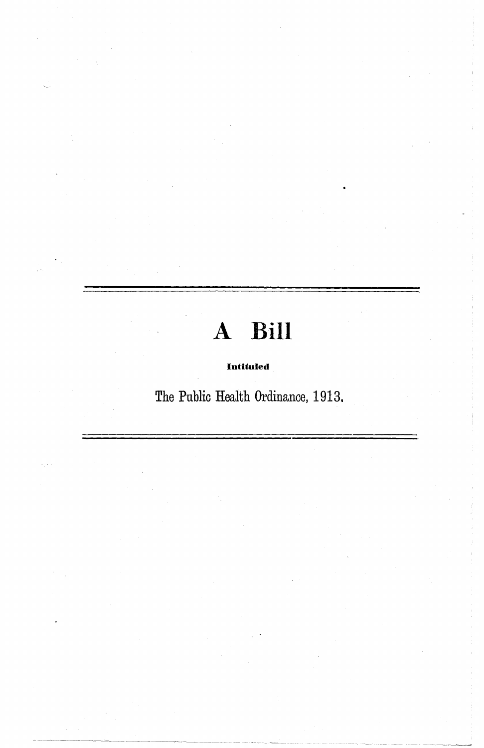# A Bill

**Intituled**

The Public Health Ordinance, 1913.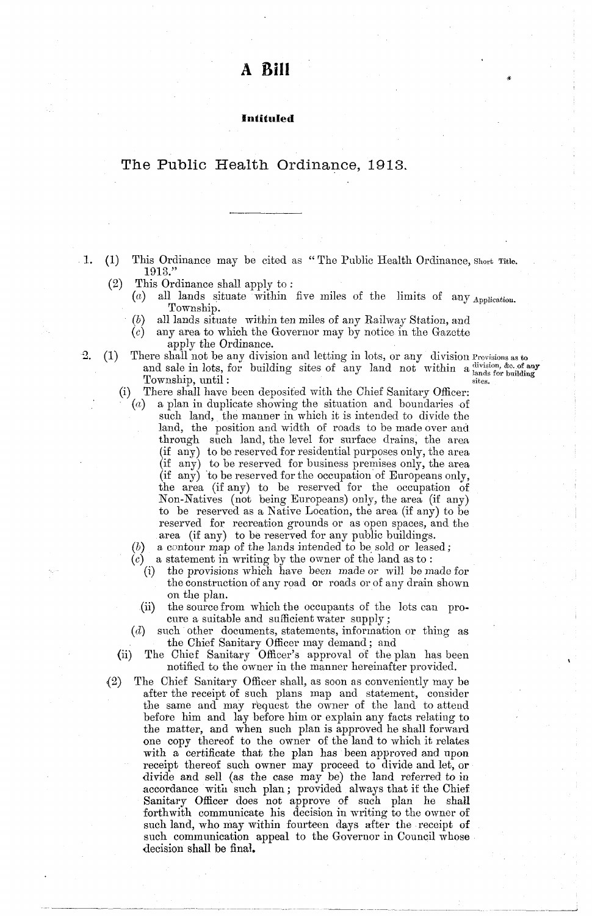# A Bill

**Intituled**

## The Public Health Ordinance, 1913.

---

1. (1) This Ordinance may be cited as "The Public Health Ordinance, 1913." *Short Title.*

   (2) This Ordinance shall apply to: *Application.*

   (*a*) all lands situate within five miles of the limits of any Township.

   (*b*) all lands situate within ten miles of any Railway Station, and

   (*c*) any area to which the Governor may by notice in the Gazette apply the Ordinance.

2. (1) There shall not be any division and letting in lots, or any division and sale in lots, for building sites of any land not within a Township, until: *Provisions as to division, &c. of any lands for building sites.*

   (i) There shall have been deposited with the Chief Sanitary Officer:

   (*a*) a plan in duplicate showing the situation and boundaries of such land, the manner in which it is intended to divide the land, the position and width of roads to be made over and through such land, the level for surface drains, the area (if any) to be reserved for residential purposes only, the area (if any) to be reserved for business premises only, the area (if any) to be reserved for the occupation of Europeans only, the area (if any) to be reserved for the occupation of Non-Natives (not being Europeans) only, the area (if any) to be reserved as a Native Location, the area (if any) to be reserved for recreation grounds or as open spaces, and the area (if any) to be reserved for any public buildings.

   (*b*) a contour map of the lands intended to be sold or leased;

   (*c*) a statement in writing by the owner of the land as to:

   (i) the provisions which have been made or will be made for the construction of any road or roads or of any drain shown on the plan.

   (ii) the source from which the occupants of the lots can procure a suitable and sufficient water supply;

   (*d*) such other documents, statements, information or thing as the Chief Sanitary Officer may demand; and

   (ii) The Chief Sanitary Officer's approval of the plan has been notified to the owner in the manner hereinafter provided.

   (2) The Chief Sanitary Officer shall, as soon as conveniently may be after the receipt of such plans map and statement, consider the same and may request the owner of the land to attend before him and lay before him or explain any facts relating to the matter, and when such plan is approved he shall forward one copy thereof to the owner of the land to which it relates with a certificate that the plan has been approved and upon receipt thereof such owner may proceed to divide and let, or divide and sell (as the case may be) the land referred to in accordance with such plan; provided always that if the Chief Sanitary Officer does not approve of such plan he shall forthwith communicate his decision in writing to the owner of such land, who may within fourteen days after the receipt of such communication appeal to the Governor in Council whose decision shall be final.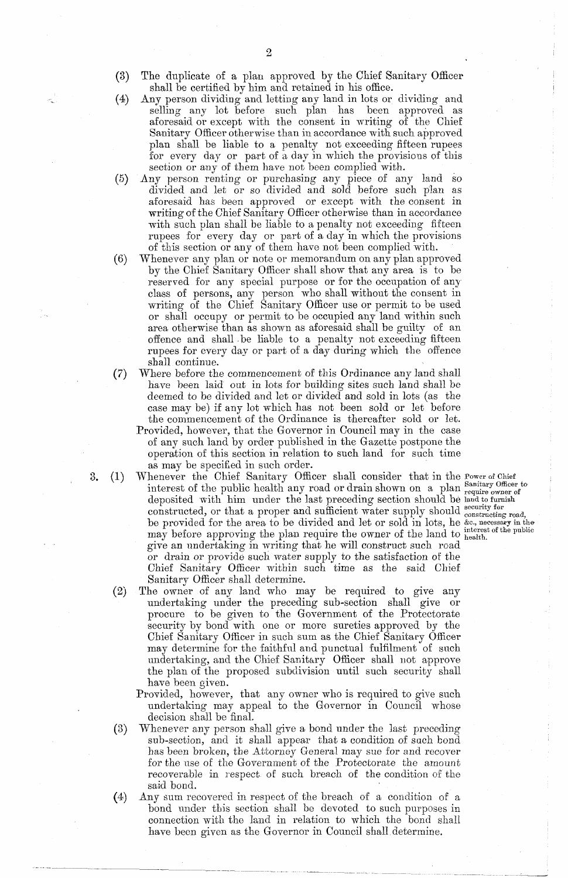(3) The duplicate of a plan approved by the Chief Sanitary Officer shall be certified by him and retained in his office.

(4) Any person dividing and letting any land in lots or dividing and selling any lot before such plan has been approved as aforesaid or except with the consent in writing of the Chief Sanitary Officer otherwise than in accordance with such approved plan shall be liable to a penalty not exceeding fifteen rupees for every day or part of a day in which the provisions of this section or any of them have not been complied with.

(5) Any person renting or purchasing any piece of any land so divided and let or so divided and sold before such plan as aforesaid has been approved or except with the consent in writing of the Chief Sanitary Officer otherwise than in accordance with such plan shall be liable to a penalty not exceeding fifteen rupees for every day or part of a day in which the provisions of this section or any of them have not been complied with.

(6) Whenever any plan or note or memorandum on any plan approved by the Chief Sanitary Officer shall show that any area is to be reserved for any special purpose or for the occupation of any class of persons, any person who shall without the consent in writing of the Chief Sanitary Officer use or permit to be used or shall occupy or permit to be occupied any land within such area otherwise than as shown as aforesaid shall be guilty of an offence and shall be liable to a penalty not exceeding fifteen rupees for every day or part of a day during which the offence shall continue.

(7) Where before the commencement of this Ordinance any land shall have been laid out in lots for building sites such land shall be deemed to be divided and let or divided and sold in lots (as the case may be) if any lot which has not been sold or let before the commencement of the Ordinance is thereafter sold or let.

Provided, however, that the Governor in Council may in the case of any such land by order published in the Gazette postpone the operation of this section in relation to such land for such time as may be specified in such order.

*Power of Chief Sanitary Officer to require owner of land to furnish security for constructing road, &c., necessary in the interest of the public health.*

3\. (1) Whenever the Chief Sanitary Officer shall consider that in the interest of the public health any road or drain shown on a plan deposited with him under the last preceding section should be constructed, or that a proper and sufficient water supply should be provided for the area to be divided and let or sold in lots, he may before approving the plan require the owner of the land to give an undertaking in writing that he will construct such road or drain or provide such water supply to the satisfaction of the Chief Sanitary Officer within such time as the said Chief Sanitary Officer shall determine.

(2) The owner of any land who may be required to give any undertaking under the preceding sub-section shall give or procure to be given to the Government of the Protectorate security by bond with one or more sureties approved by the Chief Sanitary Officer in such sum as the Chief Sanitary Officer may determine for the faithful and punctual fulfilment of such undertaking, and the Chief Sanitary Officer shall not approve the plan of the proposed subdivision until such security shall have been given.

Provided, however, that any owner who is required to give such undertaking may appeal to the Governor in Council whose decision shall be final.

(3) Whenever any person shall give a bond under the last preceding sub-section, and it shall appear that a condition of such bond has been broken, the Attorney General may sue for and recover for the use of the Government of the Protectorate the amount recoverable in respect of such breach of the condition of the said bond.

(4) Any sum recovered in respect of the breach of a condition of a bond under this section shall be devoted to such purposes in connection with the land in relation to which the bond shall have been given as the Governor in Council shall determine.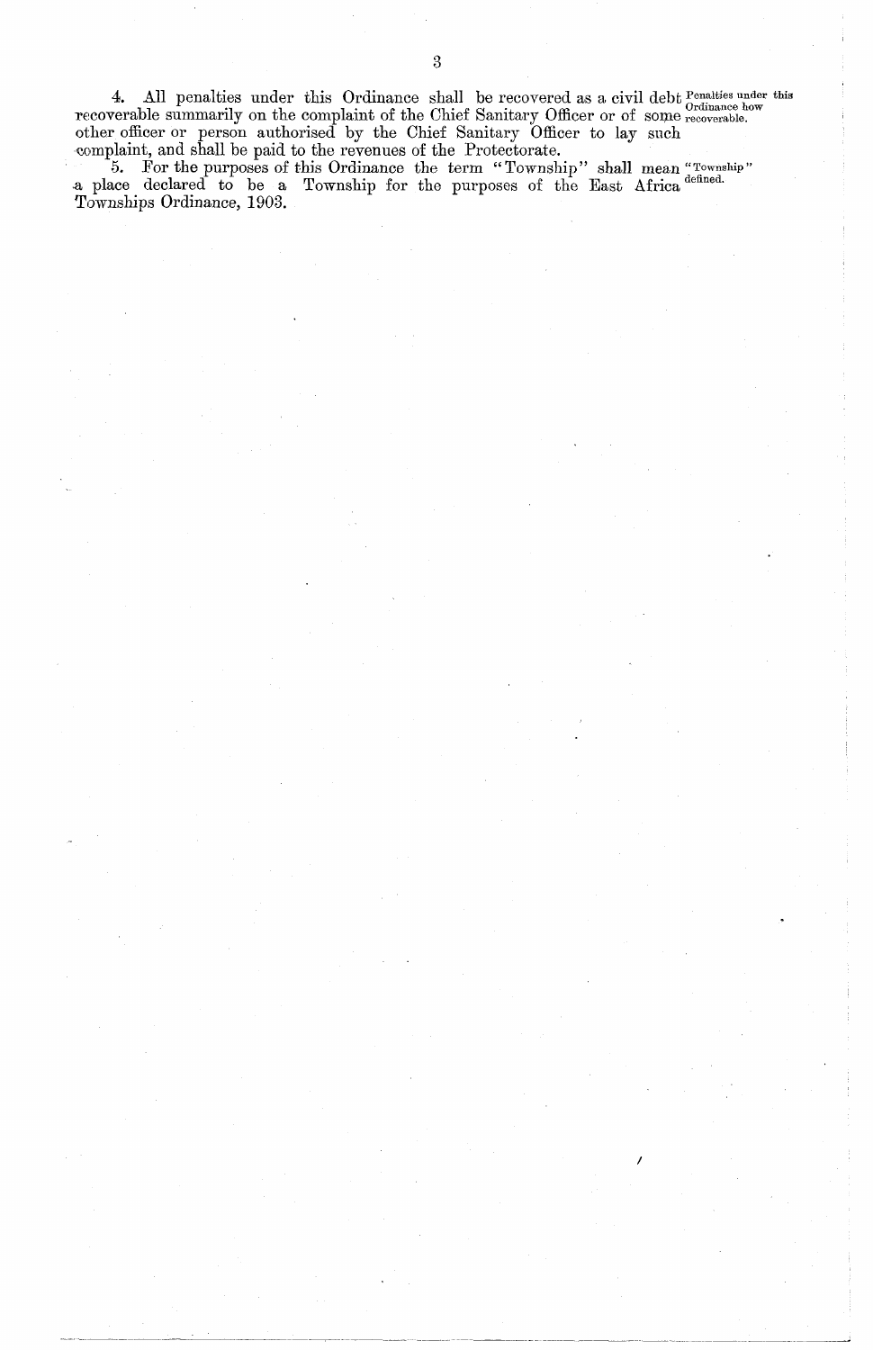4. All penalties under this Ordinance shall be recovered as a civil debt recoverable summarily on the complaint of the Chief Sanitary Officer or of some other officer or person authorised by the Chief Sanitary Officer to lay such complaint, and shall be paid to the revenues of the Protectorate.

*Penalties under this Ordinance how recoverable.*

5. For the purposes of this Ordinance the term "Township" shall mean a place declared to be a Township for the purposes of the East Africa Townships Ordinance, 1903.

*"Township" defined.*